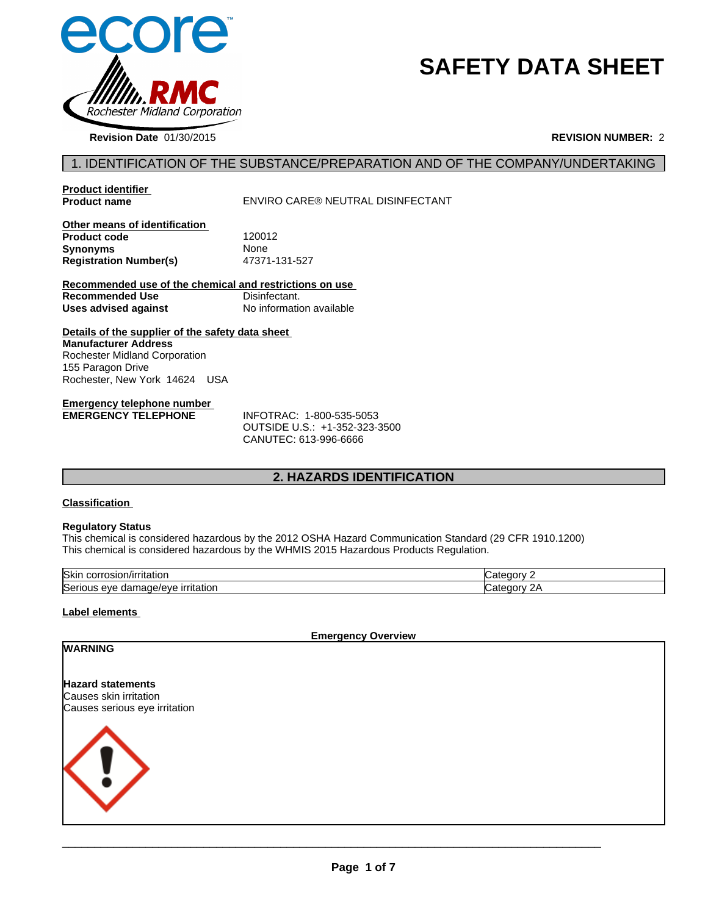# SAFETY DATA SHEET

**Revision Date** 01/30/2015

**REVISION NUMBER:** 2

## 1. IDENTIFICATION OF THE SUBSTANCE/PREPARATION AND OF THE COMPANY/UNDERTAKING

**Product identifier**

**Product name** ENVIRO CARE® NEUTRAL DISINFECTANT

**Other means of identification**

**Product code** 120012
**Synonyms** None
**Registration Number(s)** 47371-131-527

**Recommended use of the chemical and restrictions on use**

**Recommended Use** Disinfectant.
**Uses advised against** No information available

**Details of the supplier of the safety data sheet**

**Manufacturer Address**
Rochester Midland Corporation
155 Paragon Drive
Rochester, New York 14624 USA

**Emergency telephone number**

**EMERGENCY TELEPHONE**
INFOTRAC: 1-800-535-5053
OUTSIDE U.S.: +1-352-323-3500
CANUTEC: 613-996-6666

## 2. HAZARDS IDENTIFICATION

**Classification**

**Regulatory Status**
This chemical is considered hazardous by the 2012 OSHA Hazard Communication Standard (29 CFR 1910.1200)
This chemical is considered hazardous by the WHMIS 2015 Hazardous Products Regulation.

| Skin corrosion/irritation | Category 2 |
|---|---|
| Serious eye damage/eye irritation | Category 2A |

**Label elements**

**Emergency Overview**

**WARNING**

**Hazard statements**
Causes skin irritation
Causes serious eye irritation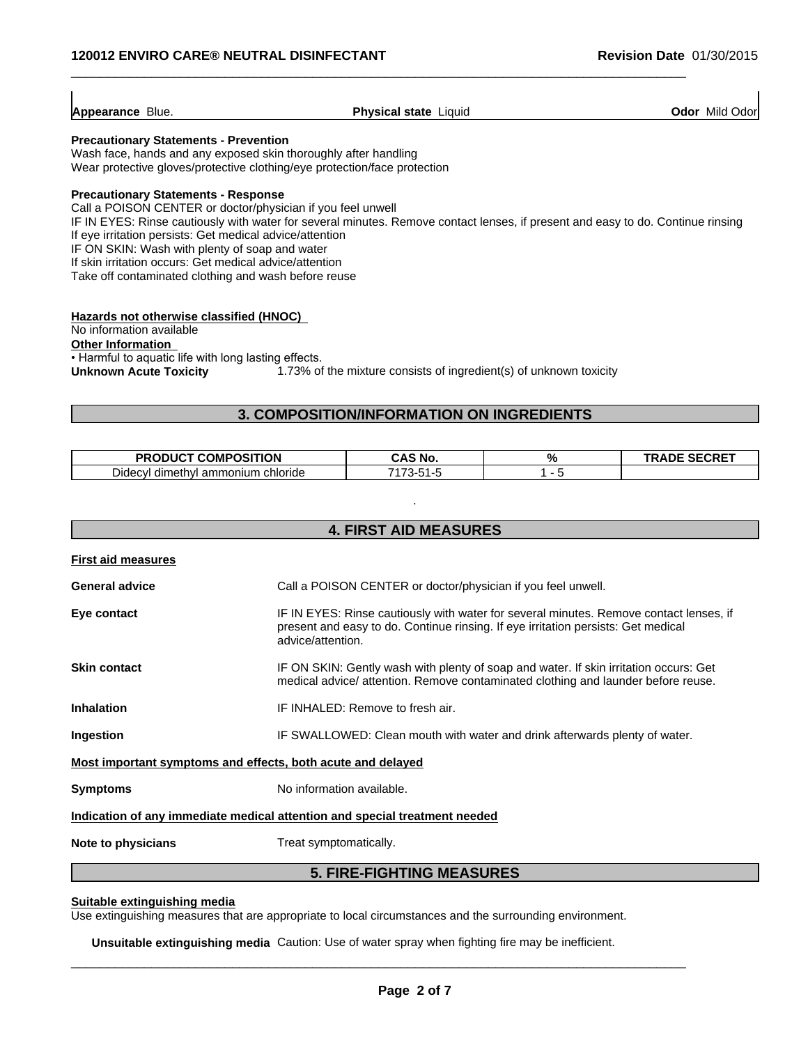| **Appearance** Blue. | **Physical state** Liquid | **Odor** Mild Odor |
|---|---|---|

**Precautionary Statements - Prevention**
Wash face, hands and any exposed skin thoroughly after handling
Wear protective gloves/protective clothing/eye protection/face protection

**Precautionary Statements - Response**
Call a POISON CENTER or doctor/physician if you feel unwell
IF IN EYES: Rinse cautiously with water for several minutes. Remove contact lenses, if present and easy to do. Continue rinsing
If eye irritation persists: Get medical advice/attention
IF ON SKIN: Wash with plenty of soap and water
If skin irritation occurs: Get medical advice/attention
Take off contaminated clothing and wash before reuse

**Hazards not otherwise classified (HNOC)**
No information available
**Other Information**
• Harmful to aquatic life with long lasting effects.
**Unknown Acute Toxicity** 1.73% of the mixture consists of ingredient(s) of unknown toxicity

## 3. COMPOSITION/INFORMATION ON INGREDIENTS

| PRODUCT COMPOSITION | CAS No. | % | TRADE SECRET |
|---|---|---|---|
| Didecyl dimethyl ammonium chloride | 7173-51-5 | 1 - 5 | |

.

## 4. FIRST AID MEASURES

**First aid measures**

**General advice** Call a POISON CENTER or doctor/physician if you feel unwell.

**Eye contact** IF IN EYES: Rinse cautiously with water for several minutes. Remove contact lenses, if present and easy to do. Continue rinsing. If eye irritation persists: Get medical advice/attention.

**Skin contact** IF ON SKIN: Gently wash with plenty of soap and water. If skin irritation occurs: Get medical advice/ attention. Remove contaminated clothing and launder before reuse.

**Inhalation** IF INHALED: Remove to fresh air.

**Ingestion** IF SWALLOWED: Clean mouth with water and drink afterwards plenty of water.

**Most important symptoms and effects, both acute and delayed**

**Symptoms** No information available.

**Indication of any immediate medical attention and special treatment needed**

**Note to physicians** Treat symptomatically.

## 5. FIRE-FIGHTING MEASURES

**Suitable extinguishing media**
Use extinguishing measures that are appropriate to local circumstances and the surrounding environment.

**Unsuitable extinguishing media** Caution: Use of water spray when fighting fire may be inefficient.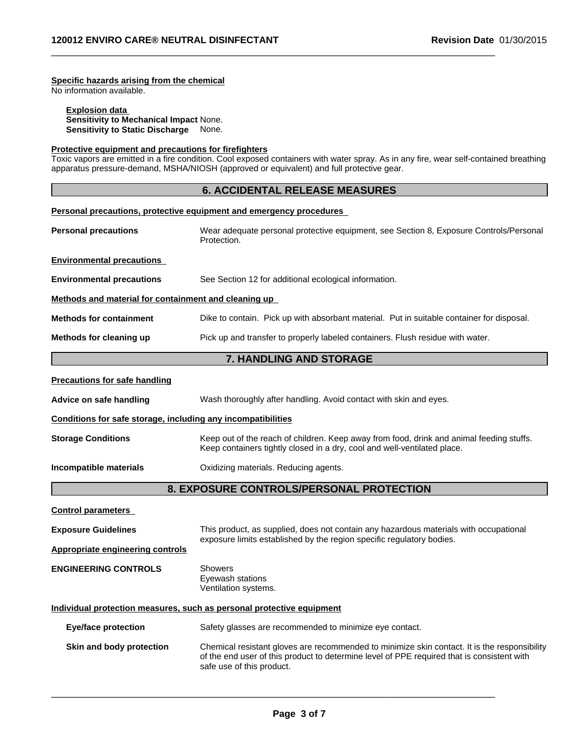**Specific hazards arising from the chemical**
No information available.

**Explosion data**
**Sensitivity to Mechanical Impact** None.
**Sensitivity to Static Discharge** None.

**Protective equipment and precautions for firefighters**
Toxic vapors are emitted in a fire condition. Cool exposed containers with water spray. As in any fire, wear self-contained breathing apparatus pressure-demand, MSHA/NIOSH (approved or equivalent) and full protective gear.

## 6. ACCIDENTAL RELEASE MEASURES

**Personal precautions, protective equipment and emergency procedures**

**Personal precautions** Wear adequate personal protective equipment, see Section 8, Exposure Controls/Personal Protection.

**Environmental precautions**

**Environmental precautions** See Section 12 for additional ecological information.

**Methods and material for containment and cleaning up**

**Methods for containment** Dike to contain. Pick up with absorbant material. Put in suitable container for disposal.

**Methods for cleaning up** Pick up and transfer to properly labeled containers. Flush residue with water.

## 7. HANDLING AND STORAGE

**Precautions for safe handling**

**Advice on safe handling** Wash thoroughly after handling. Avoid contact with skin and eyes.

**Conditions for safe storage, including any incompatibilities**

**Storage Conditions** Keep out of the reach of children. Keep away from food, drink and animal feeding stuffs. Keep containers tightly closed in a dry, cool and well-ventilated place.

**Incompatible materials** Oxidizing materials. Reducing agents.

## 8. EXPOSURE CONTROLS/PERSONAL PROTECTION

**Control parameters**

**Exposure Guidelines** This product, as supplied, does not contain any hazardous materials with occupational exposure limits established by the region specific regulatory bodies.

**Appropriate engineering controls**

**ENGINEERING CONTROLS** Showers
Eyewash stations
Ventilation systems.

**Individual protection measures, such as personal protective equipment**

**Eye/face protection** Safety glasses are recommended to minimize eye contact.

**Skin and body protection** Chemical resistant gloves are recommended to minimize skin contact. It is the responsibility of the end user of this product to determine level of PPE required that is consistent with safe use of this product.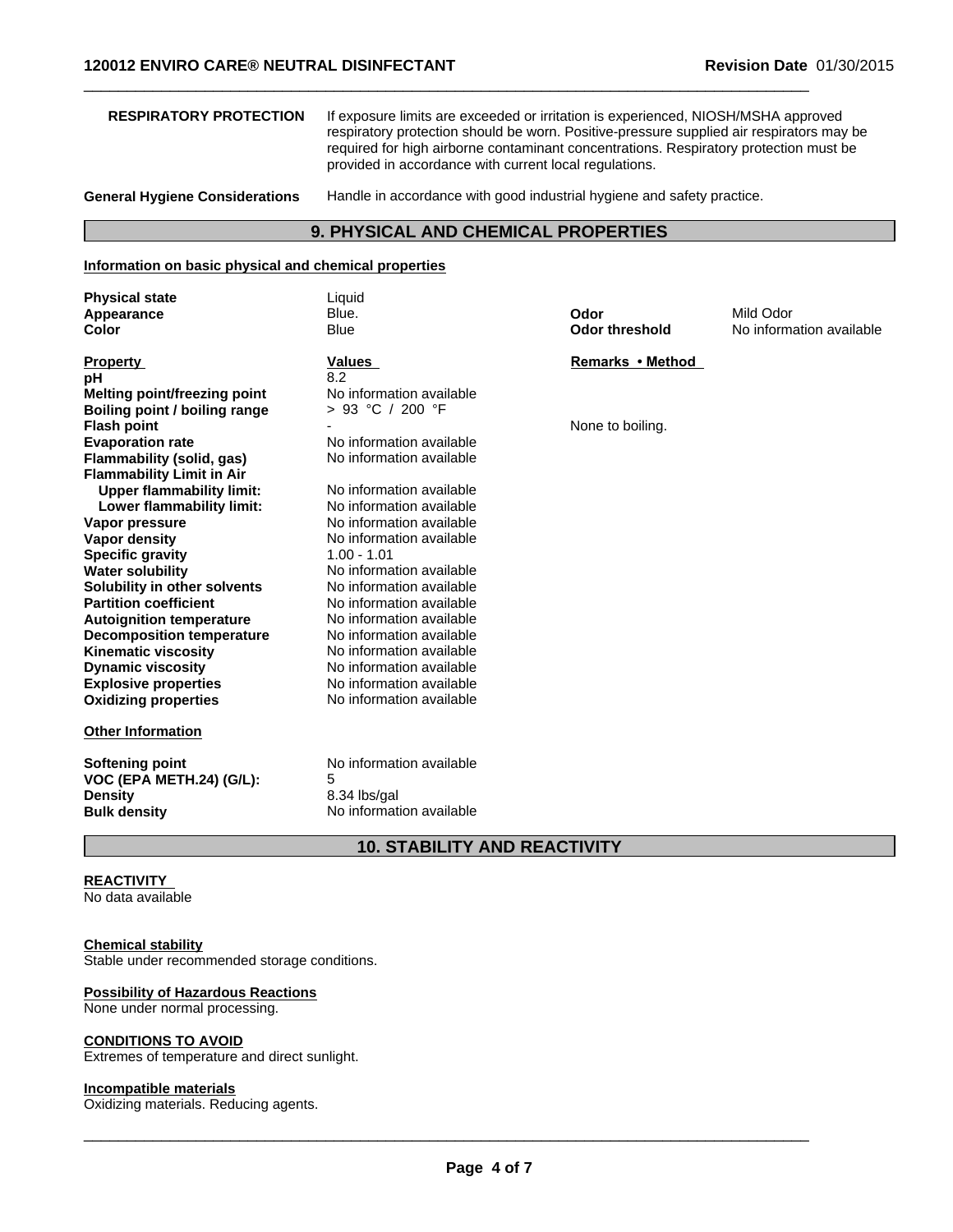**RESPIRATORY PROTECTION** If exposure limits are exceeded or irritation is experienced, NIOSH/MSHA approved respiratory protection should be worn. Positive-pressure supplied air respirators may be required for high airborne contaminant concentrations. Respiratory protection must be provided in accordance with current local regulations.

**General Hygiene Considerations** Handle in accordance with good industrial hygiene and safety practice.

## 9. PHYSICAL AND CHEMICAL PROPERTIES

**Information on basic physical and chemical properties**

| | | | |
|---|---|---|---|
| **Physical state** | Liquid | | |
| **Appearance** | Blue. | **Odor** | Mild Odor |
| **Color** | Blue | **Odor threshold** | No information available |

| **Property** | **Values** | **Remarks • Method** |
|---|---|---|
| **pH** | 8.2 | |
| **Melting point/freezing point** | No information available | |
| **Boiling point / boiling range** | > 93 °C / 200 °F | |
| **Flash point** | - | None to boiling. |
| **Evaporation rate** | No information available | |
| **Flammability (solid, gas)** | No information available | |
| **Flammability Limit in Air** | | |
| **Upper flammability limit:** | No information available | |
| **Lower flammability limit:** | No information available | |
| **Vapor pressure** | No information available | |
| **Vapor density** | No information available | |
| **Specific gravity** | 1.00 - 1.01 | |
| **Water solubility** | No information available | |
| **Solubility in other solvents** | No information available | |
| **Partition coefficient** | No information available | |
| **Autoignition temperature** | No information available | |
| **Decomposition temperature** | No information available | |
| **Kinematic viscosity** | No information available | |
| **Dynamic viscosity** | No information available | |
| **Explosive properties** | No information available | |
| **Oxidizing properties** | No information available | |

**Other Information**

| | |
|---|---|
| **Softening point** | No information available |
| **VOC (EPA METH.24) (G/L):** | 5 |
| **Density** | 8.34 lbs/gal |
| **Bulk density** | No information available |

## 10. STABILITY AND REACTIVITY

**REACTIVITY**
No data available

**Chemical stability**
Stable under recommended storage conditions.

**Possibility of Hazardous Reactions**
None under normal processing.

**CONDITIONS TO AVOID**
Extremes of temperature and direct sunlight.

**Incompatible materials**
Oxidizing materials. Reducing agents.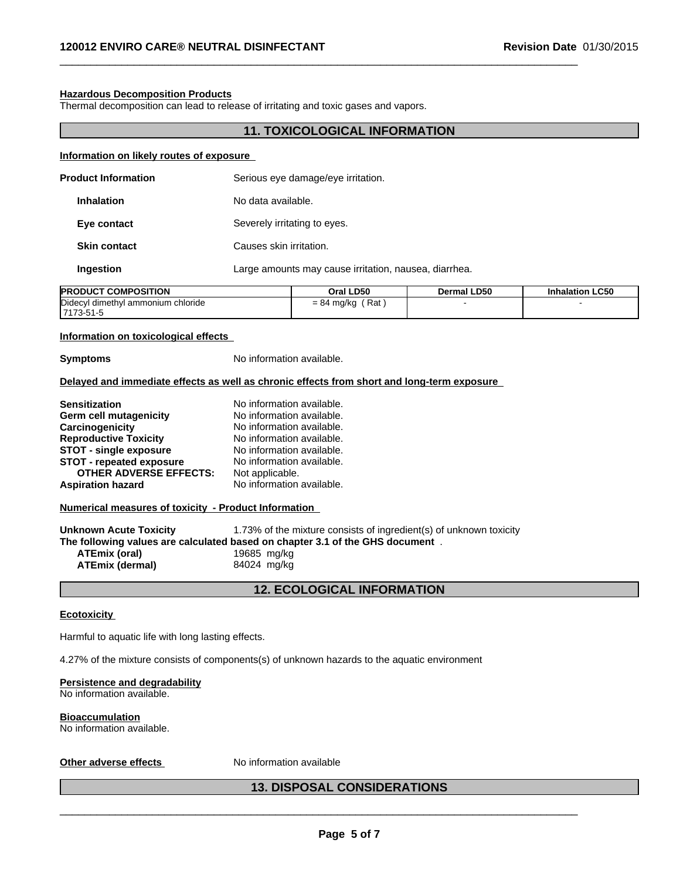**Hazardous Decomposition Products**
Thermal decomposition can lead to release of irritating and toxic gases and vapors.

## 11. TOXICOLOGICAL INFORMATION

**Information on likely routes of exposure**

**Product Information** Serious eye damage/eye irritation.

**Inhalation** No data available.

**Eye contact** Severely irritating to eyes.

**Skin contact** Causes skin irritation.

**Ingestion** Large amounts may cause irritation, nausea, diarrhea.

| PRODUCT COMPOSITION | Oral LD50 | Dermal LD50 | Inhalation LC50 |
|---|---|---|---|
| Didecyl dimethyl ammonium chloride<br>7173-51-5 | = 84 mg/kg ( Rat ) | - | - |

**Information on toxicological effects**

**Symptoms** No information available.

**Delayed and immediate effects as well as chronic effects from short and long-term exposure**

**Sensitization** No information available.
**Germ cell mutagenicity** No information available.
**Carcinogenicity** No information available.
**Reproductive Toxicity** No information available.
**STOT - single exposure** No information available.
**STOT - repeated exposure** No information available.
**OTHER ADVERSE EFFECTS:** Not applicable.
**Aspiration hazard** No information available.

**Numerical measures of toxicity - Product Information**

**Unknown Acute Toxicity** 1.73% of the mixture consists of ingredient(s) of unknown toxicity
**The following values are calculated based on chapter 3.1 of the GHS document** .
**ATEmix (oral)** 19685 mg/kg
**ATEmix (dermal)** 84024 mg/kg

## 12. ECOLOGICAL INFORMATION

**Ecotoxicity**

Harmful to aquatic life with long lasting effects.

4.27% of the mixture consists of components(s) of unknown hazards to the aquatic environment

**Persistence and degradability**
No information available.

**Bioaccumulation**
No information available.

**Other adverse effects** No information available

## 13. DISPOSAL CONSIDERATIONS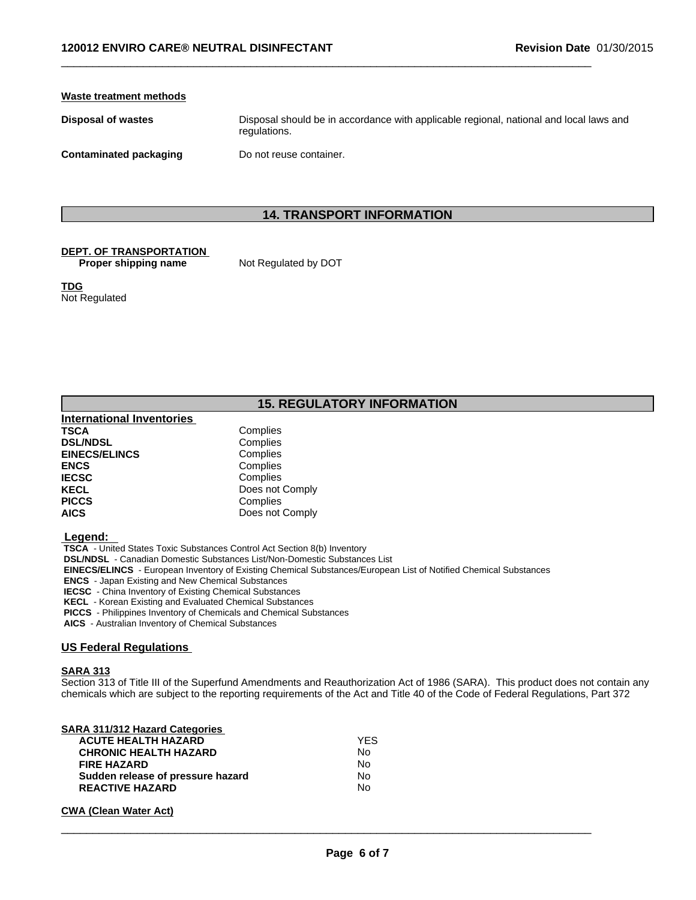**Waste treatment methods**

| | |
|---|---|
| **Disposal of wastes** | Disposal should be in accordance with applicable regional, national and local laws and regulations. |
| **Contaminated packaging** | Do not reuse container. |

## 14. TRANSPORT INFORMATION

**DEPT. OF TRANSPORTATION**

**Proper shipping name** Not Regulated by DOT

**TDG**

Not Regulated

## 15. REGULATORY INFORMATION

**International Inventories**

| | |
|---|---|
| **TSCA** | Complies |
| **DSL/NDSL** | Complies |
| **EINECS/ELINCS** | Complies |
| **ENCS** | Complies |
| **IECSC** | Complies |
| **KECL** | Does not Comply |
| **PICCS** | Complies |
| **AICS** | Does not Comply |

**Legend:**

**TSCA** - United States Toxic Substances Control Act Section 8(b) Inventory
**DSL/NDSL** - Canadian Domestic Substances List/Non-Domestic Substances List
**EINECS/ELINCS** - European Inventory of Existing Chemical Substances/European List of Notified Chemical Substances
**ENCS** - Japan Existing and New Chemical Substances
**IECSC** - China Inventory of Existing Chemical Substances
**KECL** - Korean Existing and Evaluated Chemical Substances
**PICCS** - Philippines Inventory of Chemicals and Chemical Substances
**AICS** - Australian Inventory of Chemical Substances

**US Federal Regulations**

**SARA 313**

Section 313 of Title III of the Superfund Amendments and Reauthorization Act of 1986 (SARA). This product does not contain any chemicals which are subject to the reporting requirements of the Act and Title 40 of the Code of Federal Regulations, Part 372

**SARA 311/312 Hazard Categories**

| | |
|---|---|
| **ACUTE HEALTH HAZARD** | YES |
| **CHRONIC HEALTH HAZARD** | No |
| **FIRE HAZARD** | No |
| **Sudden release of pressure hazard** | No |
| **REACTIVE HAZARD** | No |

**CWA (Clean Water Act)**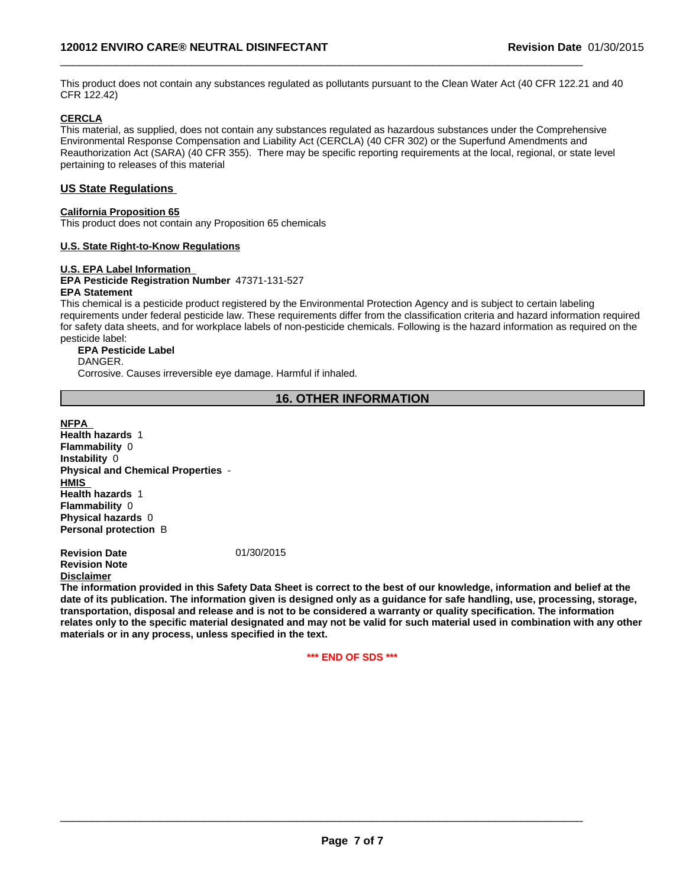This product does not contain any substances regulated as pollutants pursuant to the Clean Water Act (40 CFR 122.21 and 40 CFR 122.42)

**CERCLA**

This material, as supplied, does not contain any substances regulated as hazardous substances under the Comprehensive Environmental Response Compensation and Liability Act (CERCLA) (40 CFR 302) or the Superfund Amendments and Reauthorization Act (SARA) (40 CFR 355). There may be specific reporting requirements at the local, regional, or state level pertaining to releases of this material

### US State Regulations

**California Proposition 65**

This product does not contain any Proposition 65 chemicals

**U.S. State Right-to-Know Regulations**

**U.S. EPA Label Information**

**EPA Pesticide Registration Number** 47371-131-527

**EPA Statement**

This chemical is a pesticide product registered by the Environmental Protection Agency and is subject to certain labeling requirements under federal pesticide law. These requirements differ from the classification criteria and hazard information required for safety data sheets, and for workplace labels of non-pesticide chemicals. Following is the hazard information as required on the pesticide label:

**EPA Pesticide Label**

DANGER.

Corrosive. Causes irreversible eye damage. Harmful if inhaled.

## 16. OTHER INFORMATION

**NFPA**

**Health hazards** 1
**Flammability** 0
**Instability** 0
**Physical and Chemical Properties** -

**HMIS**

**Health hazards** 1
**Flammability** 0
**Physical hazards** 0
**Personal protection** B

**Revision Date** 01/30/2015
**Revision Note**

**Disclaimer**

**The information provided in this Safety Data Sheet is correct to the best of our knowledge, information and belief at the date of its publication. The information given is designed only as a guidance for safe handling, use, processing, storage, transportation, disposal and release and is not to be considered a warranty or quality specification. The information relates only to the specific material designated and may not be valid for such material used in combination with any other materials or in any process, unless specified in the text.**

**\*\*\* END OF SDS \*\*\***